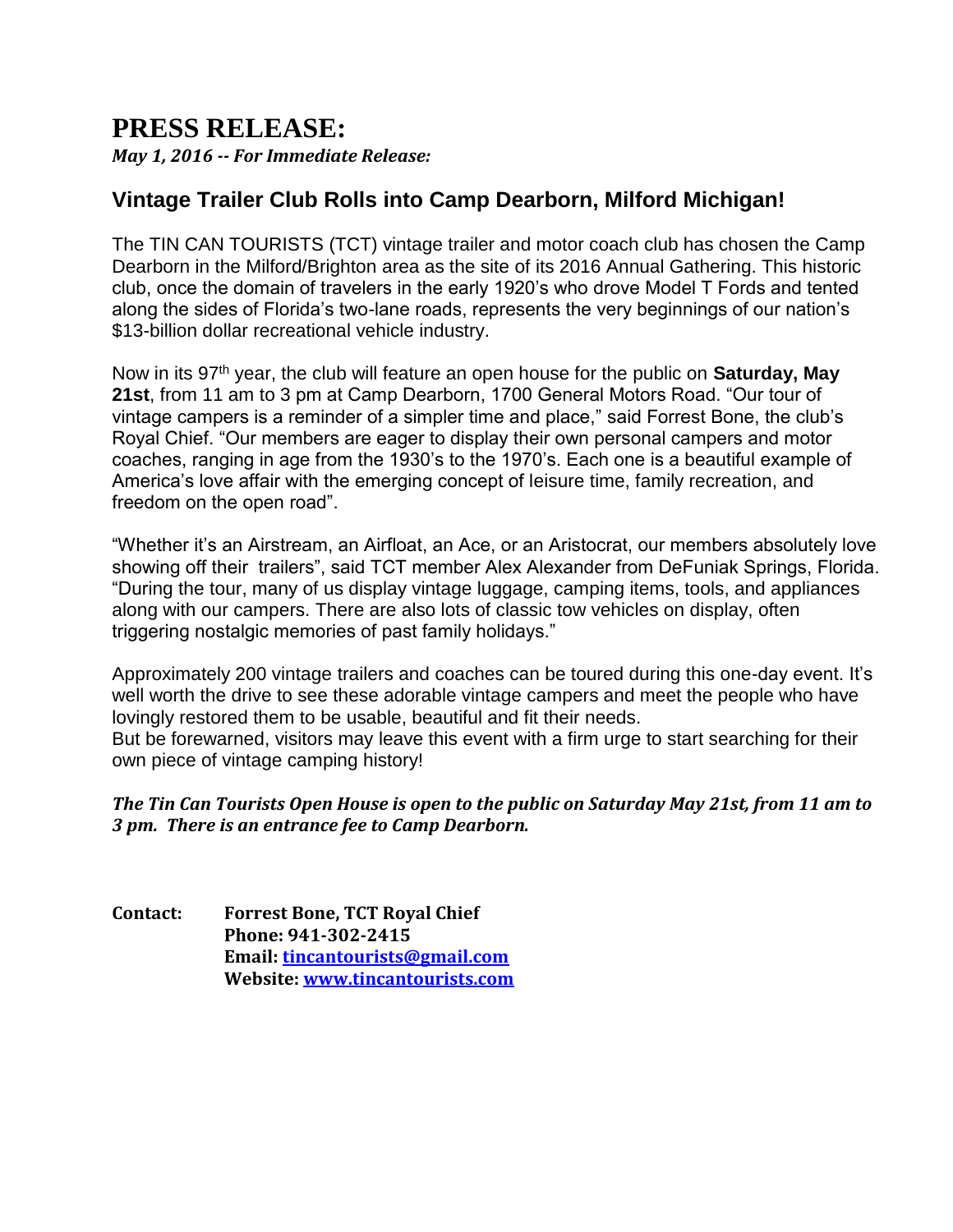# PRESS RELEASE:

***May 1, 2016 -- For Immediate Release:***

## Vintage Trailer Club Rolls into Camp Dearborn, Milford Michigan!

The TIN CAN TOURISTS (TCT) vintage trailer and motor coach club has chosen the Camp Dearborn in the Milford/Brighton area as the site of its 2016 Annual Gathering. This historic club, once the domain of travelers in the early 1920's who drove Model T Fords and tented along the sides of Florida's two-lane roads, represents the very beginnings of our nation's $13-billion dollar recreational vehicle industry.

Now in its 97th year, the club will feature an open house for the public on **Saturday, May 21st**, from 11 am to 3 pm at Camp Dearborn, 1700 General Motors Road. "Our tour of vintage campers is a reminder of a simpler time and place," said Forrest Bone, the club's Royal Chief. "Our members are eager to display their own personal campers and motor coaches, ranging in age from the 1930's to the 1970's. Each one is a beautiful example of America's love affair with the emerging concept of leisure time, family recreation, and freedom on the open road".

"Whether it's an Airstream, an Airfloat, an Ace, or an Aristocrat, our members absolutely love showing off their trailers", said TCT member Alex Alexander from DeFuniak Springs, Florida. "During the tour, many of us display vintage luggage, camping items, tools, and appliances along with our campers. There are also lots of classic tow vehicles on display, often triggering nostalgic memories of past family holidays."

Approximately 200 vintage trailers and coaches can be toured during this one-day event. It's well worth the drive to see these adorable vintage campers and meet the people who have lovingly restored them to be usable, beautiful and fit their needs.
But be forewarned, visitors may leave this event with a firm urge to start searching for their own piece of vintage camping history!

***The Tin Can Tourists Open House is open to the public on Saturday May 21st, from 11 am to 3 pm. There is an entrance fee to Camp Dearborn.***

**Contact:** **Forrest Bone, TCT Royal Chief**
**Phone: 941-302-2415**
**Email: tincantourists@gmail.com**
**Website: www.tincantourists.com**